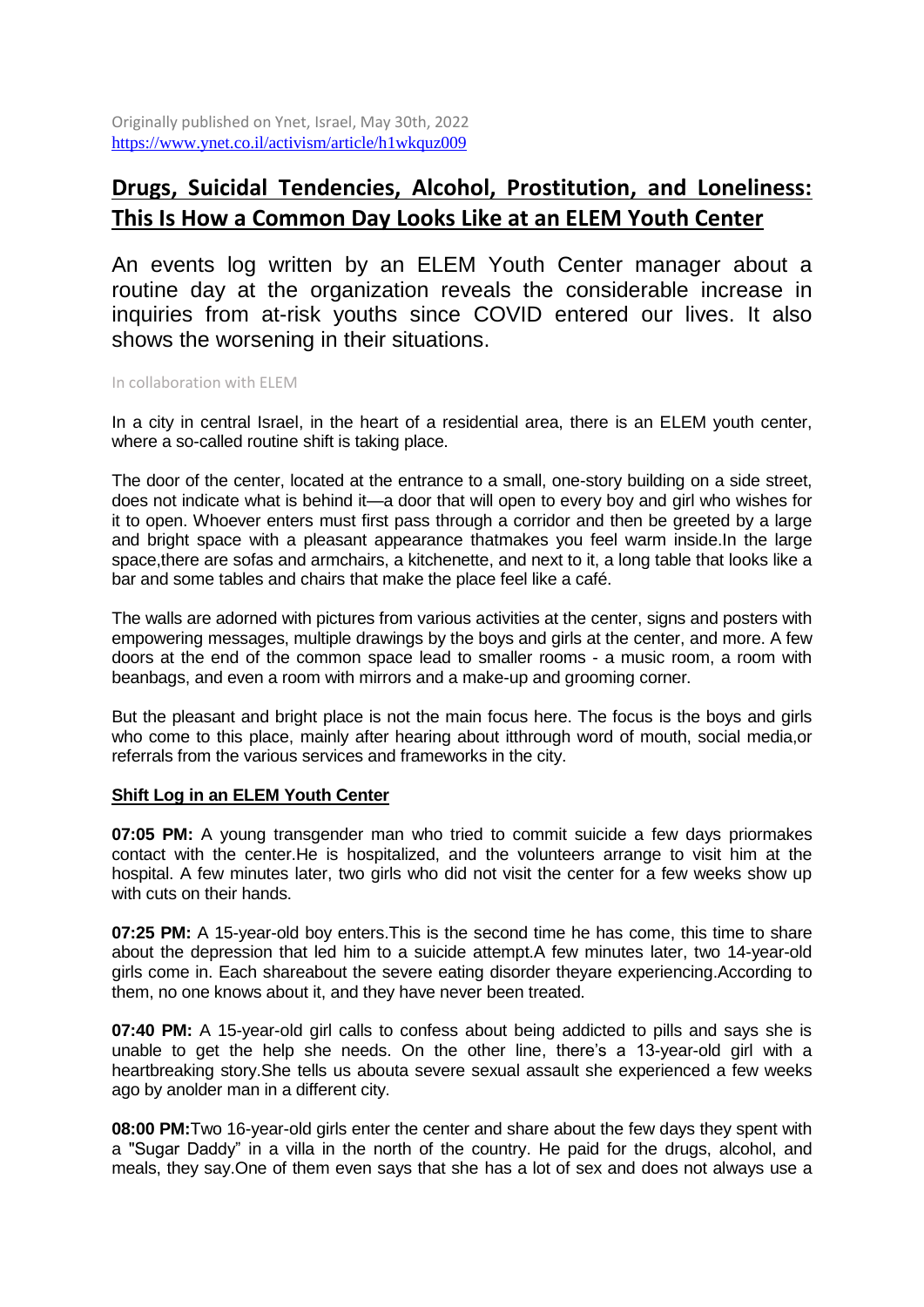Originally published on Ynet, Israel, May 30th, 2022
https://www.ynet.co.il/activism/article/h1wkquz009

# Drugs, Suicidal Tendencies, Alcohol, Prostitution, and Loneliness: This Is How a Common Day Looks Like at an ELEM Youth Center

An events log written by an ELEM Youth Center manager about a routine day at the organization reveals the considerable increase in inquiries from at-risk youths since COVID entered our lives. It also shows the worsening in their situations.

In collaboration with ELEM

In a city in central Israel, in the heart of a residential area, there is an ELEM youth center, where a so-called routine shift is taking place.

The door of the center, located at the entrance to a small, one-story building on a side street, does not indicate what is behind it—a door that will open to every boy and girl who wishes for it to open. Whoever enters must first pass through a corridor and then be greeted by a large and bright space with a pleasant appearance thatmakes you feel warm inside.In the large space,there are sofas and armchairs, a kitchenette, and next to it, a long table that looks like a bar and some tables and chairs that make the place feel like a café.

The walls are adorned with pictures from various activities at the center, signs and posters with empowering messages, multiple drawings by the boys and girls at the center, and more. A few doors at the end of the common space lead to smaller rooms - a music room, a room with beanbags, and even a room with mirrors and a make-up and grooming corner.

But the pleasant and bright place is not the main focus here. The focus is the boys and girls who come to this place, mainly after hearing about itthrough word of mouth, social media,or referrals from the various services and frameworks in the city.

## Shift Log in an ELEM Youth Center

**07:05 PM:** A young transgender man who tried to commit suicide a few days priormakes contact with the center.He is hospitalized, and the volunteers arrange to visit him at the hospital. A few minutes later, two girls who did not visit the center for a few weeks show up with cuts on their hands.

**07:25 PM:** A 15-year-old boy enters.This is the second time he has come, this time to share about the depression that led him to a suicide attempt.A few minutes later, two 14-year-old girls come in. Each shareabout the severe eating disorder theyare experiencing.According to them, no one knows about it, and they have never been treated.

**07:40 PM:** A 15-year-old girl calls to confess about being addicted to pills and says she is unable to get the help she needs. On the other line, there's a 13-year-old girl with a heartbreaking story.She tells us abouta severe sexual assault she experienced a few weeks ago by anolder man in a different city.

**08:00 PM:**Two 16-year-old girls enter the center and share about the few days they spent with a "Sugar Daddy" in a villa in the north of the country. He paid for the drugs, alcohol, and meals, they say.One of them even says that she has a lot of sex and does not always use a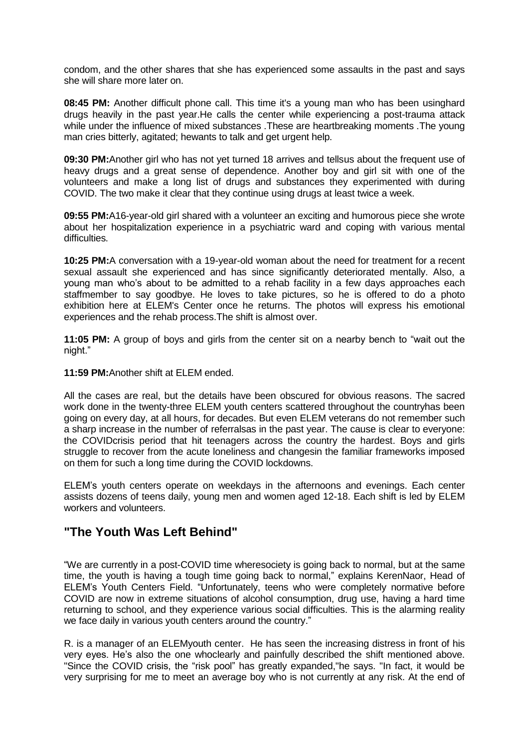condom, and the other shares that she has experienced some assaults in the past and says she will share more later on.

**08:45 PM:** Another difficult phone call. This time it's a young man who has been usinghard drugs heavily in the past year.He calls the center while experiencing a post-trauma attack while under the influence of mixed substances .These are heartbreaking moments .The young man cries bitterly, agitated; hewants to talk and get urgent help.

**09:30 PM:**Another girl who has not yet turned 18 arrives and tellsus about the frequent use of heavy drugs and a great sense of dependence. Another boy and girl sit with one of the volunteers and make a long list of drugs and substances they experimented with during COVID. The two make it clear that they continue using drugs at least twice a week.

**09:55 PM:**A16-year-old girl shared with a volunteer an exciting and humorous piece she wrote about her hospitalization experience in a psychiatric ward and coping with various mental difficulties.

**10:25 PM:**A conversation with a 19-year-old woman about the need for treatment for a recent sexual assault she experienced and has since significantly deteriorated mentally. Also, a young man who's about to be admitted to a rehab facility in a few days approaches each staffmember to say goodbye. He loves to take pictures, so he is offered to do a photo exhibition here at ELEM's Center once he returns. The photos will express his emotional experiences and the rehab process.The shift is almost over.

**11:05 PM:** A group of boys and girls from the center sit on a nearby bench to "wait out the night."

**11:59 PM:**Another shift at ELEM ended.

All the cases are real, but the details have been obscured for obvious reasons. The sacred work done in the twenty-three ELEM youth centers scattered throughout the countryhas been going on every day, at all hours, for decades. But even ELEM veterans do not remember such a sharp increase in the number of referralsas in the past year. The cause is clear to everyone: the COVIDcrisis period that hit teenagers across the country the hardest. Boys and girls struggle to recover from the acute loneliness and changesin the familiar frameworks imposed on them for such a long time during the COVID lockdowns.

ELEM's youth centers operate on weekdays in the afternoons and evenings. Each center assists dozens of teens daily, young men and women aged 12-18. Each shift is led by ELEM workers and volunteers.

## "The Youth Was Left Behind"

"We are currently in a post-COVID time wheresociety is going back to normal, but at the same time, the youth is having a tough time going back to normal," explains KerenNaor, Head of ELEM's Youth Centers Field. "Unfortunately, teens who were completely normative before COVID are now in extreme situations of alcohol consumption, drug use, having a hard time returning to school, and they experience various social difficulties. This is the alarming reality we face daily in various youth centers around the country."

R. is a manager of an ELEMyouth center. He has seen the increasing distress in front of his very eyes. He's also the one whoclearly and painfully described the shift mentioned above. "Since the COVID crisis, the "risk pool" has greatly expanded,"he says. "In fact, it would be very surprising for me to meet an average boy who is not currently at any risk. At the end of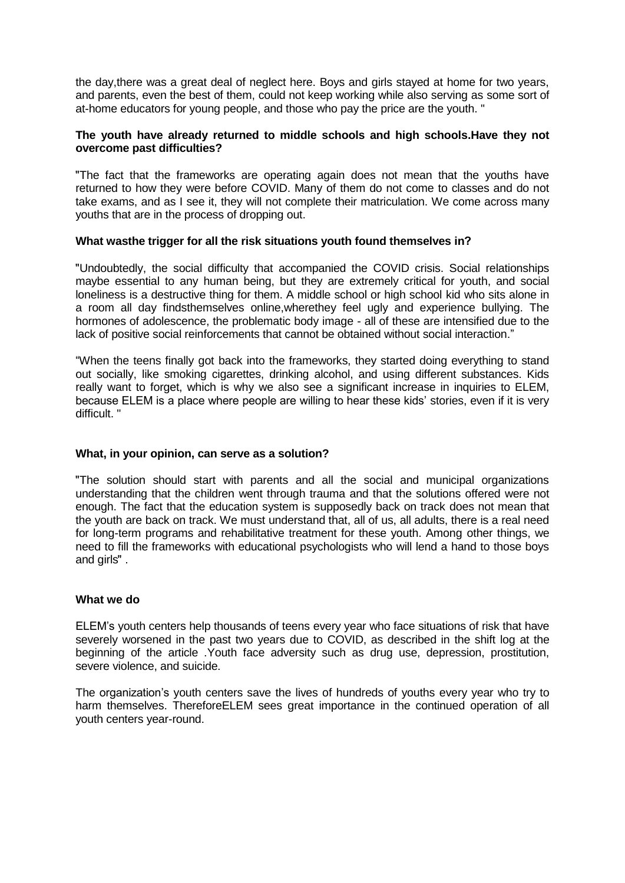the day,there was a great deal of neglect here. Boys and girls stayed at home for two years, and parents, even the best of them, could not keep working while also serving as some sort of at-home educators for young people, and those who pay the price are the youth. "

**The youth have already returned to middle schools and high schools.Have they not overcome past difficulties?**

"The fact that the frameworks are operating again does not mean that the youths have returned to how they were before COVID. Many of them do not come to classes and do not take exams, and as I see it, they will not complete their matriculation. We come across many youths that are in the process of dropping out.

**What wasthe trigger for all the risk situations youth found themselves in?**

"Undoubtedly, the social difficulty that accompanied the COVID crisis. Social relationships maybe essential to any human being, but they are extremely critical for youth, and social loneliness is a destructive thing for them. A middle school or high school kid who sits alone in a room all day findsthemselves online,wherethey feel ugly and experience bullying. The hormones of adolescence, the problematic body image - all of these are intensified due to the lack of positive social reinforcements that cannot be obtained without social interaction."

"When the teens finally got back into the frameworks, they started doing everything to stand out socially, like smoking cigarettes, drinking alcohol, and using different substances. Kids really want to forget, which is why we also see a significant increase in inquiries to ELEM, because ELEM is a place where people are willing to hear these kids' stories, even if it is very difficult. "

**What, in your opinion, can serve as a solution?**

"The solution should start with parents and all the social and municipal organizations understanding that the children went through trauma and that the solutions offered were not enough. The fact that the education system is supposedly back on track does not mean that the youth are back on track. We must understand that, all of us, all adults, there is a real need for long-term programs and rehabilitative treatment for these youth. Among other things, we need to fill the frameworks with educational psychologists who will lend a hand to those boys and girls" .

**What we do**

ELEM's youth centers help thousands of teens every year who face situations of risk that have severely worsened in the past two years due to COVID, as described in the shift log at the beginning of the article .Youth face adversity such as drug use, depression, prostitution, severe violence, and suicide.

The organization's youth centers save the lives of hundreds of youths every year who try to harm themselves. ThereforeELEM sees great importance in the continued operation of all youth centers year-round.